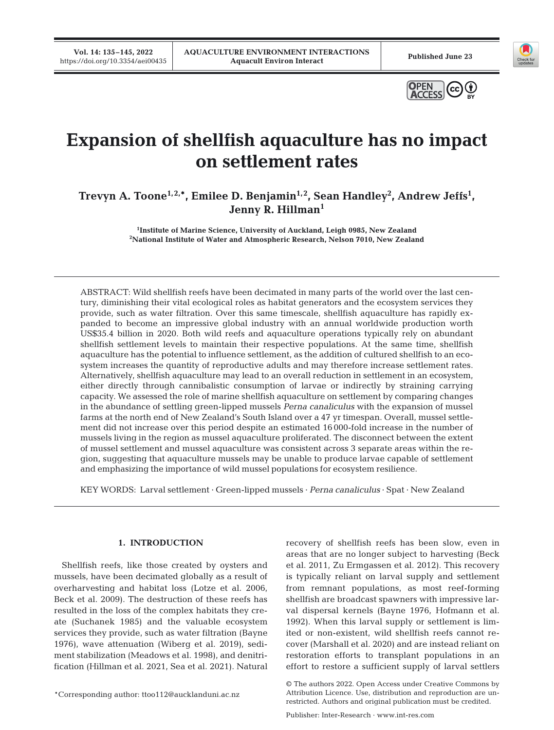# Expansion of shellfish aquaculture has no impact on settlement rates

**Trevyn A. Toone[1,2,*], Emilee D. Benjamin[1,2], Sean Handley[2], Andrew Jeffs[1], Jenny R. Hillman[1]**

[1]Institute of Marine Science, University of Auckland, Leigh 0985, New Zealand
[2]National Institute of Water and Atmospheric Research, Nelson 7010, New Zealand

ABSTRACT: Wild shellfish reefs have been decimated in many parts of the world over the last century, diminishing their vital ecological roles as habitat generators and the ecosystem services they provide, such as water filtration. Over this same timescale, shellfish aquaculture has rapidly expanded to become an impressive global industry with an annual worldwide production worth US$35.4 billion in 2020. Both wild reefs and aquaculture operations typically rely on abundant shellfish settlement levels to maintain their respective populations. At the same time, shellfish aquaculture has the potential to influence settlement, as the addition of cultured shellfish to an ecosystem increases the quantity of reproductive adults and may therefore increase settlement rates. Alternatively, shellfish aquaculture may lead to an overall reduction in settlement in an ecosystem, either directly through cannibalistic consumption of larvae or indirectly by straining carrying capacity. We assessed the role of marine shellfish aquaculture on settlement by comparing changes in the abundance of settling green-lipped mussels *Perna canaliculus* with the expansion of mussel farms at the north end of New Zealand's South Island over a 47 yr timespan. Overall, mussel settlement did not increase over this period despite an estimated 16 000-fold increase in the number of mussels living in the region as mussel aquaculture proliferated. The disconnect between the extent of mussel settlement and mussel aquaculture was consistent across 3 separate areas within the region, suggesting that aquaculture mussels may be unable to produce larvae capable of settlement and emphasizing the importance of wild mussel populations for ecosystem resilience.

KEY WORDS: Larval settlement · Green-lipped mussels · *Perna canaliculus* · Spat · New Zealand

## 1. INTRODUCTION

Shellfish reefs, like those created by oysters and mussels, have been decimated globally as a result of overharvesting and habitat loss (Lotze et al. 2006, Beck et al. 2009). The destruction of these reefs has resulted in the loss of the complex habitats they create (Suchanek 1985) and the valuable ecosystem services they provide, such as water filtration (Bayne 1976), wave attenuation (Wiberg et al. 2019), sediment stabilization (Meadows et al. 1998), and denitrification (Hillman et al. 2021, Sea et al. 2021). Natural recovery of shellfish reefs has been slow, even in areas that are no longer subject to harvesting (Beck et al. 2011, Zu Ermgassen et al. 2012). This recovery is typically reliant on larval supply and settlement from remnant populations, as most reef-forming shellfish are broadcast spawners with impressive larval dispersal kernels (Bayne 1976, Hofmann et al. 1992). When this larval supply or settlement is limited or non-existent, wild shellfish reefs cannot recover (Marshall et al. 2020) and are instead reliant on restoration efforts to transplant populations in an effort to restore a sufficient supply of larval settlers

*Corresponding author: ttoo112@aucklanduni.ac.nz

© The authors 2022. Open Access under Creative Commons by Attribution Licence. Use, distribution and reproduction are unrestricted. Authors and original publication must be credited.

Publisher: Inter-Research · www.int-res.com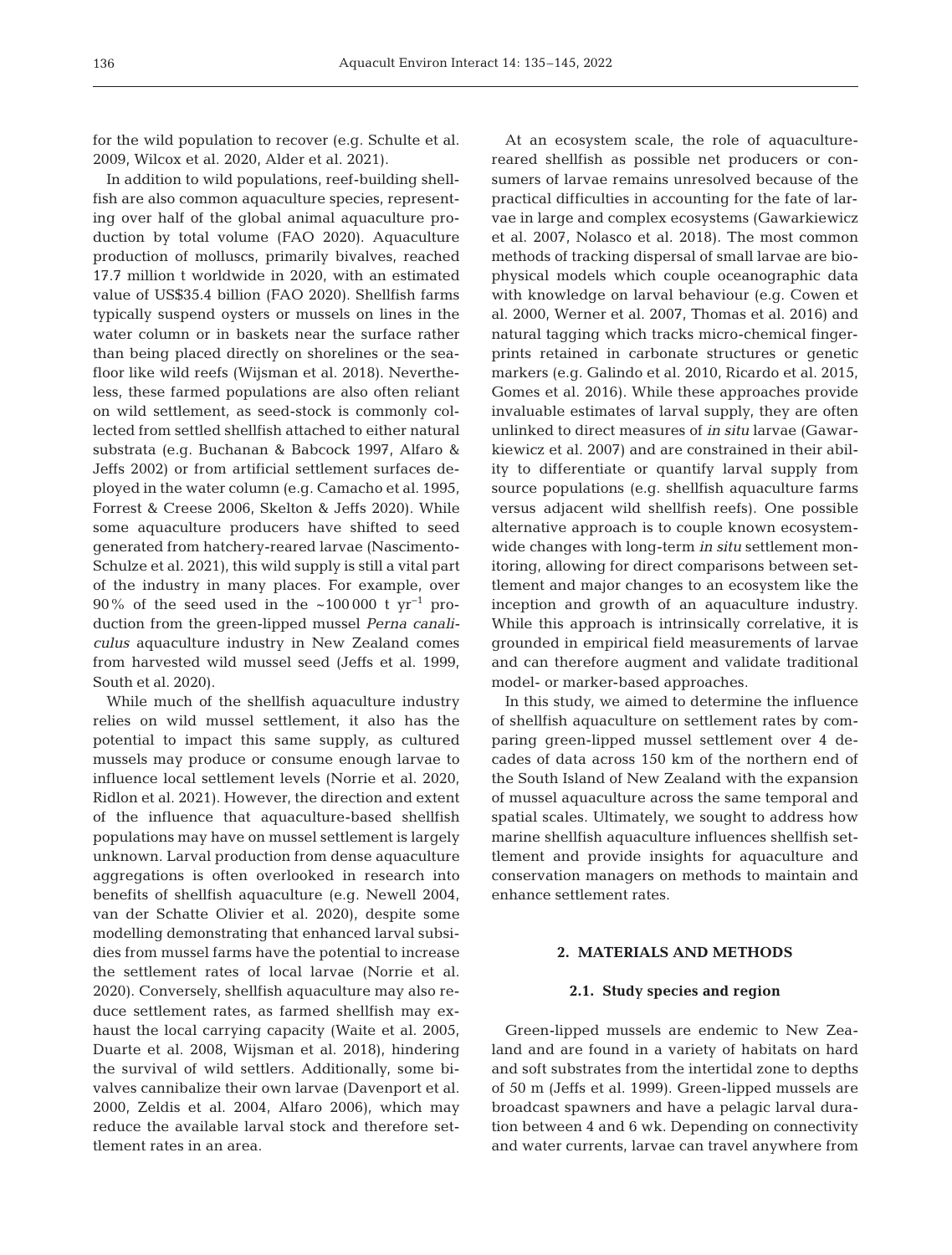for the wild population to recover (e.g. Schulte et al. 2009, Wilcox et al. 2020, Alder et al. 2021).

In addition to wild populations, reef-building shellfish are also common aquaculture species, representing over half of the global animal aquaculture production by total volume (FAO 2020). Aquaculture production of molluscs, primarily bivalves, reached 17.7 million t worldwide in 2020, with an estimated value of US$35.4 billion (FAO 2020). Shellfish farms typically suspend oysters or mussels on lines in the water column or in baskets near the surface rather than being placed directly on shorelines or the seafloor like wild reefs (Wijsman et al. 2018). Nevertheless, these farmed populations are also often reliant on wild settlement, as seed-stock is commonly collected from settled shellfish attached to either natural substrata (e.g. Buchanan & Babcock 1997, Alfaro & Jeffs 2002) or from artificial settlement surfaces deployed in the water column (e.g. Camacho et al. 1995, Forrest & Creese 2006, Skelton & Jeffs 2020). While some aquaculture producers have shifted to seed generated from hatchery-reared larvae (Nascimento-Schulze et al. 2021), this wild supply is still a vital part of the industry in many places. For example, over 90% of the seed used in the ~100 000 t $yr^{-1}$ production from the green-lipped mussel *Perna canaliculus* aquaculture industry in New Zealand comes from harvested wild mussel seed (Jeffs et al. 1999, South et al. 2020).

While much of the shellfish aquaculture industry relies on wild mussel settlement, it also has the potential to impact this same supply, as cultured mussels may produce or consume enough larvae to influence local settlement levels (Norrie et al. 2020, Ridlon et al. 2021). However, the direction and extent of the influence that aquaculture-based shellfish populations may have on mussel settlement is largely unknown. Larval production from dense aquaculture aggregations is often overlooked in research into benefits of shellfish aquaculture (e.g. Newell 2004, van der Schatte Olivier et al. 2020), despite some modelling demonstrating that enhanced larval subsidies from mussel farms have the potential to increase the settlement rates of local larvae (Norrie et al. 2020). Conversely, shellfish aquaculture may also reduce settlement rates, as farmed shellfish may exhaust the local carrying capacity (Waite et al. 2005, Duarte et al. 2008, Wijsman et al. 2018), hindering the survival of wild settlers. Additionally, some bivalves cannibalize their own larvae (Davenport et al. 2000, Zeldis et al. 2004, Alfaro 2006), which may reduce the available larval stock and therefore settlement rates in an area.

At an ecosystem scale, the role of aquaculture-reared shellfish as possible net producers or consumers of larvae remains unresolved because of the practical difficulties in accounting for the fate of larvae in large and complex ecosystems (Gawarkiewicz et al. 2007, Nolasco et al. 2018). The most common methods of tracking dispersal of small larvae are biophysical models which couple oceanographic data with knowledge on larval behaviour (e.g. Cowen et al. 2000, Werner et al. 2007, Thomas et al. 2016) and natural tagging which tracks micro-chemical fingerprints retained in carbonate structures or genetic markers (e.g. Galindo et al. 2010, Ricardo et al. 2015, Gomes et al. 2016). While these approaches provide invaluable estimates of larval supply, they are often unlinked to direct measures of *in situ* larvae (Gawarkiewicz et al. 2007) and are constrained in their ability to differentiate or quantify larval supply from source populations (e.g. shellfish aquaculture farms versus adjacent wild shellfish reefs). One possible alternative approach is to couple known ecosystem-wide changes with long-term *in situ* settlement monitoring, allowing for direct comparisons between settlement and major changes to an ecosystem like the inception and growth of an aquaculture industry. While this approach is intrinsically correlative, it is grounded in empirical field measurements of larvae and can therefore augment and validate traditional model- or marker-based approaches.

In this study, we aimed to determine the influence of shellfish aquaculture on settlement rates by comparing green-lipped mussel settlement over 4 decades of data across 150 km of the northern end of the South Island of New Zealand with the expansion of mussel aquaculture across the same temporal and spatial scales. Ultimately, we sought to address how marine shellfish aquaculture influences shellfish settlement and provide insights for aquaculture and conservation managers on methods to maintain and enhance settlement rates.

## 2. MATERIALS AND METHODS

### 2.1. Study species and region

Green-lipped mussels are endemic to New Zealand and are found in a variety of habitats on hard and soft substrates from the intertidal zone to depths of 50 m (Jeffs et al. 1999). Green-lipped mussels are broadcast spawners and have a pelagic larval duration between 4 and 6 wk. Depending on connectivity and water currents, larvae can travel anywhere from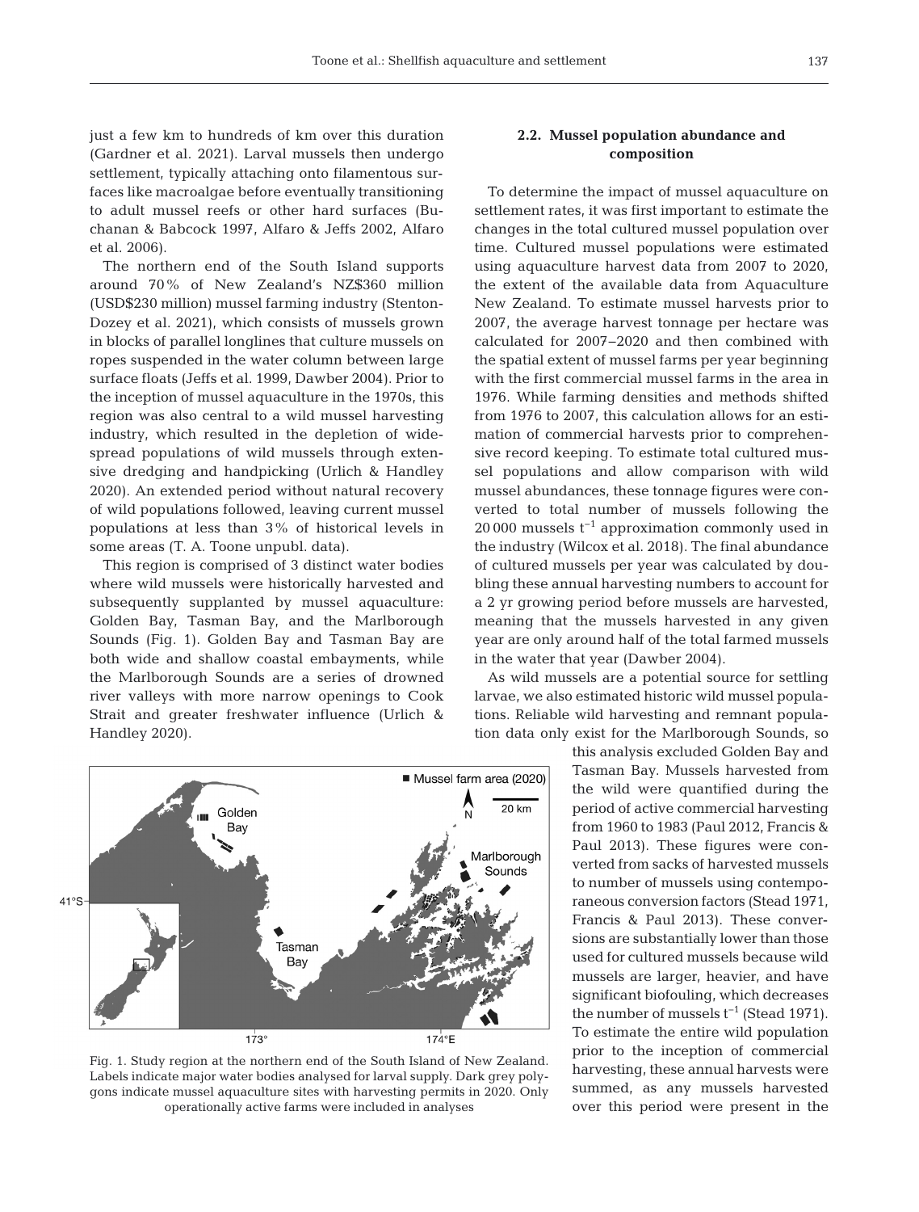just a few km to hundreds of km over this duration (Gardner et al. 2021). Larval mussels then undergo settlement, typically attaching onto filamentous surfaces like macroalgae before eventually transitioning to adult mussel reefs or other hard surfaces (Buchanan & Babcock 1997, Alfaro & Jeffs 2002, Alfaro et al. 2006).

The northern end of the South Island supports around 70% of New Zealand's NZ$360 million (USD$230 million) mussel farming industry (Stenton-Dozey et al. 2021), which consists of mussels grown in blocks of parallel longlines that culture mussels on ropes suspended in the water column between large surface floats (Jeffs et al. 1999, Dawber 2004). Prior to the inception of mussel aquaculture in the 1970s, this region was also central to a wild mussel harvesting industry, which resulted in the depletion of widespread populations of wild mussels through extensive dredging and handpicking (Urlich & Handley 2020). An extended period without natural recovery of wild populations followed, leaving current mussel populations at less than 3% of historical levels in some areas (T. A. Toone unpubl. data).

This region is comprised of 3 distinct water bodies where wild mussels were historically harvested and subsequently supplanted by mussel aquaculture: Golden Bay, Tasman Bay, and the Marlborough Sounds (Fig. 1). Golden Bay and Tasman Bay are both wide and shallow coastal embayments, while the Marlborough Sounds are a series of drowned river valleys with more narrow openings to Cook Strait and greater freshwater influence (Urlich & Handley 2020).

Fig. 1. Study region at the northern end of the South Island of New Zealand. Labels indicate major water bodies analysed for larval supply. Dark grey polygons indicate mussel aquaculture sites with harvesting permits in 2020. Only operationally active farms were included in analyses

### 2.2. Mussel population abundance and composition

To determine the impact of mussel aquaculture on settlement rates, it was first important to estimate the changes in the total cultured mussel population over time. Cultured mussel populations were estimated using aquaculture harvest data from 2007 to 2020, the extent of the available data from Aquaculture New Zealand. To estimate mussel harvests prior to 2007, the average harvest tonnage per hectare was calculated for 2007–2020 and then combined with the spatial extent of mussel farms per year beginning with the first commercial mussel farms in the area in 1976. While farming densities and methods shifted from 1976 to 2007, this calculation allows for an estimation of commercial harvests prior to comprehensive record keeping. To estimate total cultured mussel populations and allow comparison with wild mussel abundances, these tonnage figures were converted to total number of mussels following the 20 000 mussels $t^{-1}$ approximation commonly used in the industry (Wilcox et al. 2018). The final abundance of cultured mussels per year was calculated by doubling these annual harvesting numbers to account for a 2 yr growing period before mussels are harvested, meaning that the mussels harvested in any given year are only around half of the total farmed mussels in the water that year (Dawber 2004).

As wild mussels are a potential source for settling larvae, we also estimated historic wild mussel populations. Reliable wild harvesting and remnant population data only exist for the Marlborough Sounds, so this analysis excluded Golden Bay and Tasman Bay. Mussels harvested from the wild were quantified during the period of active commercial harvesting from 1960 to 1983 (Paul 2012, Francis & Paul 2013). These figures were converted from sacks of harvested mussels to number of mussels using contemporaneous conversion factors (Stead 1971, Francis & Paul 2013). These conversions are substantially lower than those used for cultured mussels because wild mussels are larger, heavier, and have significant biofouling, which decreases the number of mussels $t^{-1}$ (Stead 1971). To estimate the entire wild population prior to the inception of commercial harvesting, these annual harvests were summed, as any mussels harvested over this period were present in the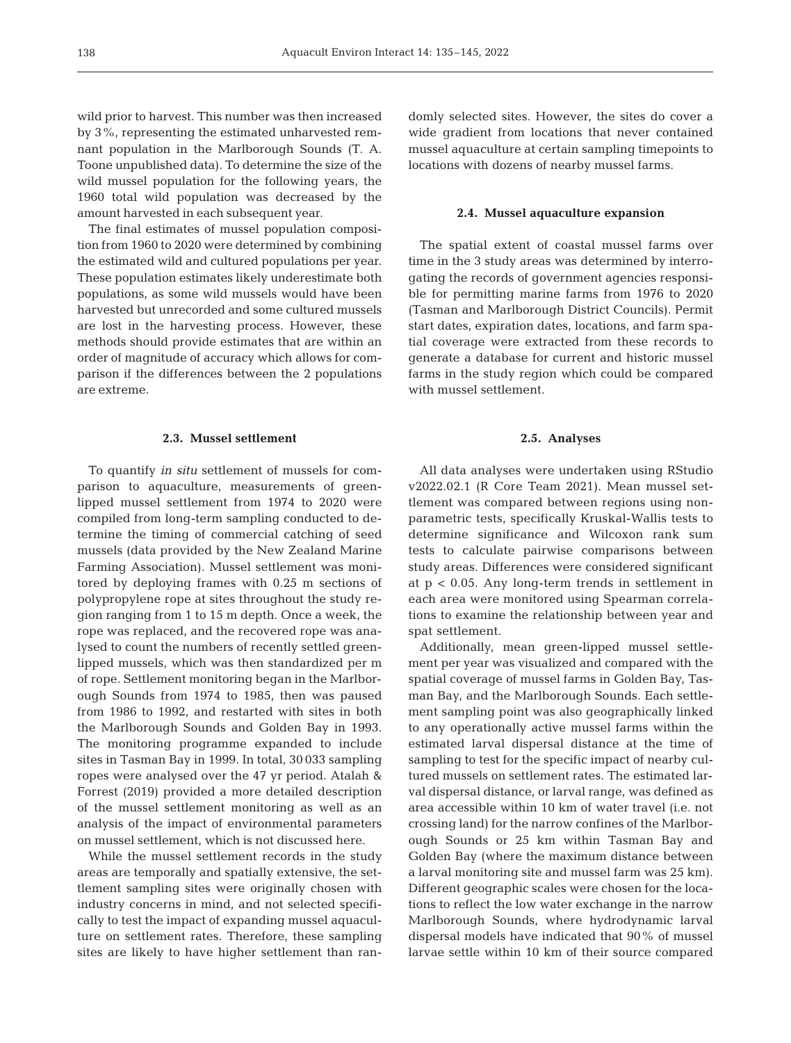wild prior to harvest. This number was then increased by 3%, representing the estimated unharvested remnant population in the Marlborough Sounds (T. A. Toone unpublished data). To determine the size of the wild mussel population for the following years, the 1960 total wild population was decreased by the amount harvested in each subsequent year.

The final estimates of mussel population composition from 1960 to 2020 were determined by combining the estimated wild and cultured populations per year. These population estimates likely underestimate both populations, as some wild mussels would have been harvested but unrecorded and some cultured mussels are lost in the harvesting process. However, these methods should provide estimates that are within an order of magnitude of accuracy which allows for comparison if the differences between the 2 populations are extreme.

### 2.3. Mussel settlement

To quantify *in situ* settlement of mussels for comparison to aquaculture, measurements of green-lipped mussel settlement from 1974 to 2020 were compiled from long-term sampling conducted to determine the timing of commercial catching of seed mussels (data provided by the New Zealand Marine Farming Association). Mussel settlement was monitored by deploying frames with 0.25 m sections of polypropylene rope at sites throughout the study region ranging from 1 to 15 m depth. Once a week, the rope was replaced, and the recovered rope was analysed to count the numbers of recently settled green-lipped mussels, which was then standardized per m of rope. Settlement monitoring began in the Marlborough Sounds from 1974 to 1985, then was paused from 1986 to 1992, and restarted with sites in both the Marlborough Sounds and Golden Bay in 1993. The monitoring programme expanded to include sites in Tasman Bay in 1999. In total, 30 033 sampling ropes were analysed over the 47 yr period. Atalah & Forrest (2019) provided a more detailed description of the mussel settlement monitoring as well as an analysis of the impact of environmental parameters on mussel settlement, which is not discussed here.

While the mussel settlement records in the study areas are temporally and spatially extensive, the settlement sampling sites were originally chosen with industry concerns in mind, and not selected specifically to test the impact of expanding mussel aquaculture on settlement rates. Therefore, these sampling sites are likely to have higher settlement than randomly selected sites. However, the sites do cover a wide gradient from locations that never contained mussel aquaculture at certain sampling timepoints to locations with dozens of nearby mussel farms.

### 2.4. Mussel aquaculture expansion

The spatial extent of coastal mussel farms over time in the 3 study areas was determined by interrogating the records of government agencies responsible for permitting marine farms from 1976 to 2020 (Tasman and Marlborough District Councils). Permit start dates, expiration dates, locations, and farm spatial coverage were extracted from these records to generate a database for current and historic mussel farms in the study region which could be compared with mussel settlement.

### 2.5. Analyses

All data analyses were undertaken using RStudio v2022.02.1 (R Core Team 2021). Mean mussel settlement was compared between regions using nonparametric tests, specifically Kruskal-Wallis tests to determine significance and Wilcoxon rank sum tests to calculate pairwise comparisons between study areas. Differences were considered significant at $p < 0.05$. Any long-term trends in settlement in each area were monitored using Spearman correlations to examine the relationship between year and spat settlement.

Additionally, mean green-lipped mussel settlement per year was visualized and compared with the spatial coverage of mussel farms in Golden Bay, Tasman Bay, and the Marlborough Sounds. Each settlement sampling point was also geographically linked to any operationally active mussel farms within the estimated larval dispersal distance at the time of sampling to test for the specific impact of nearby cultured mussels on settlement rates. The estimated larval dispersal distance, or larval range, was defined as area accessible within 10 km of water travel (i.e. not crossing land) for the narrow confines of the Marlborough Sounds or 25 km within Tasman Bay and Golden Bay (where the maximum distance between a larval monitoring site and mussel farm was 25 km). Different geographic scales were chosen for the locations to reflect the low water exchange in the narrow Marlborough Sounds, where hydrodynamic larval dispersal models have indicated that 90% of mussel larvae settle within 10 km of their source compared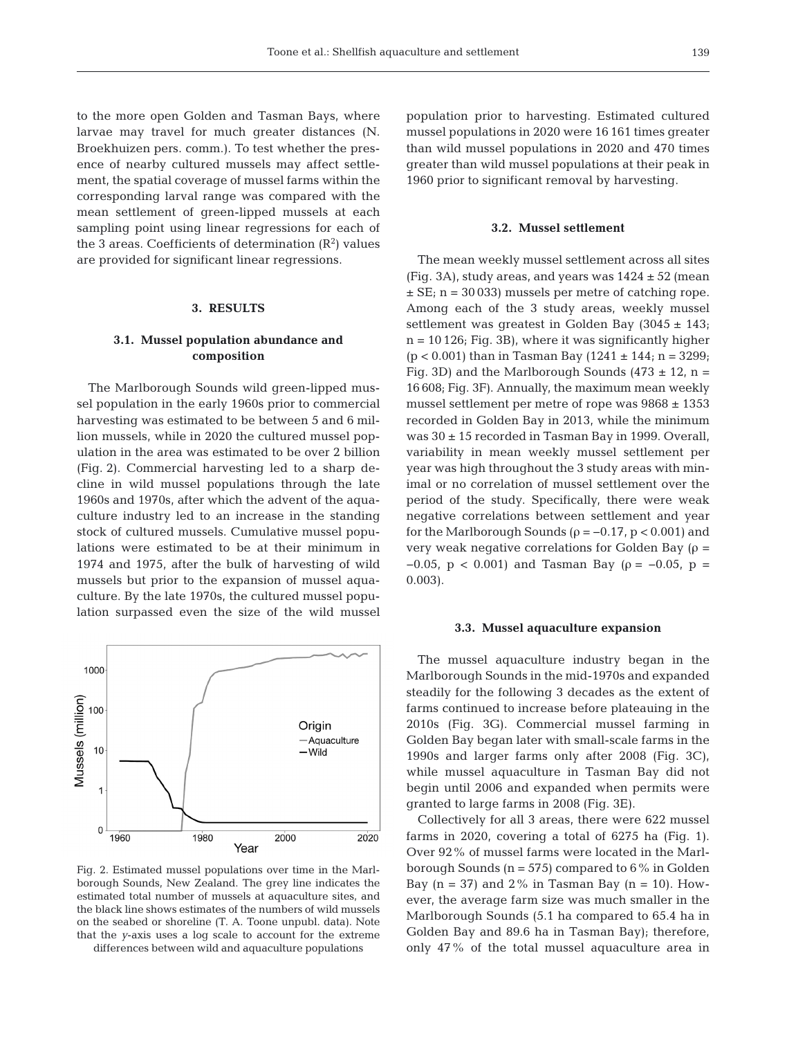to the more open Golden and Tasman Bays, where larvae may travel for much greater distances (N. Broekhuizen pers. comm.). To test whether the presence of nearby cultured mussels may affect settlement, the spatial coverage of mussel farms within the corresponding larval range was compared with the mean settlement of green-lipped mussels at each sampling point using linear regressions for each of the 3 areas. Coefficients of determination ($R^2$) values are provided for significant linear regressions.

## 3. RESULTS

### 3.1. Mussel population abundance and composition

The Marlborough Sounds wild green-lipped mussel population in the early 1960s prior to commercial harvesting was estimated to be between 5 and 6 million mussels, while in 2020 the cultured mussel population in the area was estimated to be over 2 billion (Fig. 2). Commercial harvesting led to a sharp decline in wild mussel populations through the late 1960s and 1970s, after which the advent of the aquaculture industry led to an increase in the standing stock of cultured mussels. Cumulative mussel populations were estimated to be at their minimum in 1974 and 1975, after the bulk of harvesting of wild mussels but prior to the expansion of mussel aquaculture. By the late 1970s, the cultured mussel population surpassed even the size of the wild mussel population prior to harvesting. Estimated cultured mussel populations in 2020 were 16 161 times greater than wild mussel populations in 2020 and 470 times greater than wild mussel populations at their peak in 1960 prior to significant removal by harvesting.

Fig. 2. Estimated mussel populations over time in the Marlborough Sounds, New Zealand. The grey line indicates the estimated total number of mussels at aquaculture sites, and the black line shows estimates of the numbers of wild mussels on the seabed or shoreline (T. A. Toone unpubl. data). Note that the *y*-axis uses a log scale to account for the extreme differences between wild and aquaculture populations

### 3.2. Mussel settlement

The mean weekly mussel settlement across all sites (Fig. 3A), study areas, and years was 1424 ± 52 (mean ± SE; n = 30 033) mussels per metre of catching rope. Among each of the 3 study areas, weekly mussel settlement was greatest in Golden Bay (3045 ± 143; n = 10 126; Fig. 3B), where it was significantly higher ($p < 0.001$) than in Tasman Bay (1241 ± 144; n = 3299; Fig. 3D) and the Marlborough Sounds (473 ± 12, n = 16 608; Fig. 3F). Annually, the maximum mean weekly mussel settlement per metre of rope was 9868 ± 1353 recorded in Golden Bay in 2013, while the minimum was 30 ± 15 recorded in Tasman Bay in 1999. Overall, variability in mean weekly mussel settlement per year was high throughout the 3 study areas with minimal or no correlation of mussel settlement over the period of the study. Specifically, there were weak negative correlations between settlement and year for the Marlborough Sounds ($\rho = -0.17$, $p < 0.001$) and very weak negative correlations for Golden Bay ($\rho = -0.05$, $p < 0.001$) and Tasman Bay ($\rho = -0.05$, $p = 0.003$).

### 3.3. Mussel aquaculture expansion

The mussel aquaculture industry began in the Marlborough Sounds in the mid-1970s and expanded steadily for the following 3 decades as the extent of farms continued to increase before plateauing in the 2010s (Fig. 3G). Commercial mussel farming in Golden Bay began later with small-scale farms in the 1990s and larger farms only after 2008 (Fig. 3C), while mussel aquaculture in Tasman Bay did not begin until 2006 and expanded when permits were granted to large farms in 2008 (Fig. 3E).

Collectively for all 3 areas, there were 622 mussel farms in 2020, covering a total of 6275 ha (Fig. 1). Over 92% of mussel farms were located in the Marlborough Sounds (n = 575) compared to 6% in Golden Bay (n = 37) and 2% in Tasman Bay (n = 10). However, the average farm size was much smaller in the Marlborough Sounds (5.1 ha compared to 65.4 ha in Golden Bay and 89.6 ha in Tasman Bay); therefore, only 47% of the total mussel aquaculture area in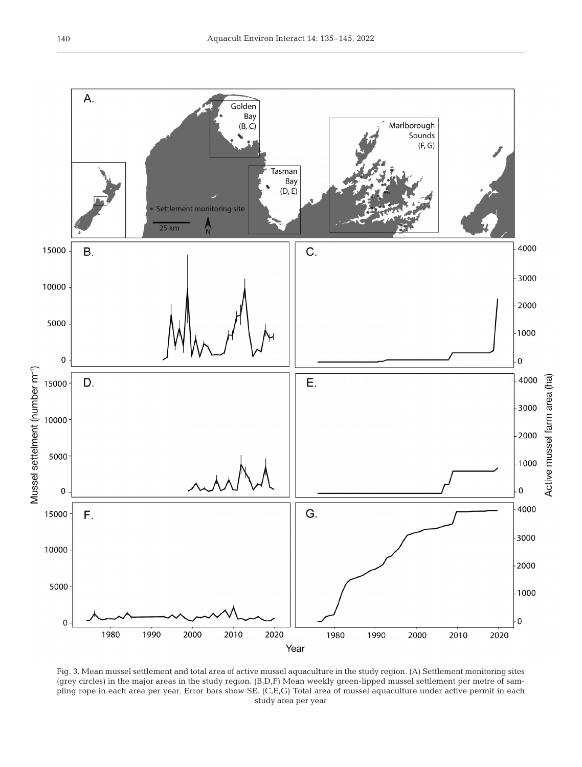Fig. 3. Mean mussel settlement and total area of active mussel aquaculture in the study region. (A) Settlement monitoring sites (grey circles) in the major areas in the study region. (B,D,F) Mean weekly green-lipped mussel settlement per metre of sampling rope in each area per year. Error bars show SE. (C,E,G) Total area of mussel aquaculture under active permit in each study area per year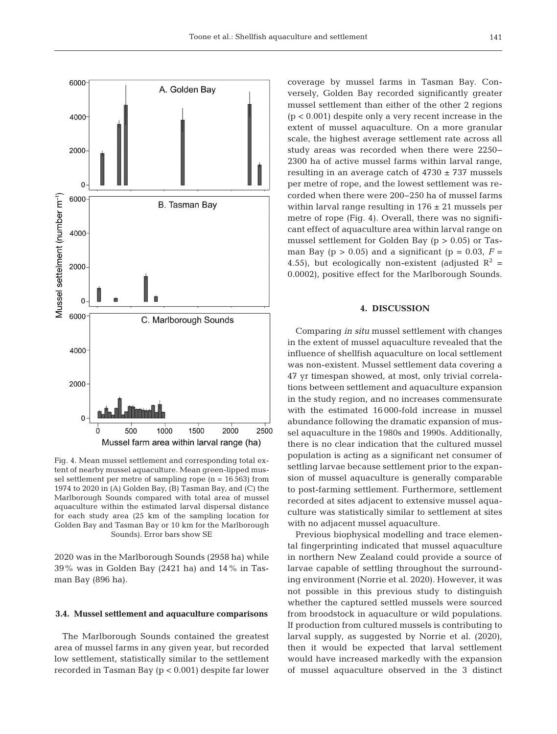Fig. 4. Mean mussel settlement and corresponding total extent of nearby mussel aquaculture. Mean green-lipped mussel settlement per metre of sampling rope (n = 16 563) from 1974 to 2020 in (A) Golden Bay, (B) Tasman Bay, and (C) the Marlborough Sounds compared with total area of mussel aquaculture within the estimated larval dispersal distance for each study area (25 km of the sampling location for Golden Bay and Tasman Bay or 10 km for the Marlborough Sounds). Error bars show SE

2020 was in the Marlborough Sounds (2958 ha) while 39% was in Golden Bay (2421 ha) and 14% in Tasman Bay (896 ha).

### 3.4. Mussel settlement and aquaculture comparisons

The Marlborough Sounds contained the greatest area of mussel farms in any given year, but recorded low settlement, statistically similar to the settlement recorded in Tasman Bay ($p < 0.001$) despite far lower coverage by mussel farms in Tasman Bay. Conversely, Golden Bay recorded significantly greater mussel settlement than either of the other 2 regions ($p < 0.001$) despite only a very recent increase in the extent of mussel aquaculture. On a more granular scale, the highest average settlement rate across all study areas was recorded when there were 2250–2300 ha of active mussel farms within larval range, resulting in an average catch of 4730 ± 737 mussels per metre of rope, and the lowest settlement was recorded when there were 200–250 ha of mussel farms within larval range resulting in 176 ± 21 mussels per metre of rope (Fig. 4). Overall, there was no significant effect of aquaculture area within larval range on mussel settlement for Golden Bay ($p > 0.05$) or Tasman Bay ($p > 0.05$) and a significant ($p = 0.03$, $F = 4.55$), but ecologically non-existent (adjusted $R^2 = 0.0002$), positive effect for the Marlborough Sounds.

## 4. DISCUSSION

Comparing *in situ* mussel settlement with changes in the extent of mussel aquaculture revealed that the influence of shellfish aquaculture on local settlement was non-existent. Mussel settlement data covering a 47 yr timespan showed, at most, only trivial correlations between settlement and aquaculture expansion in the study region, and no increases commensurate with the estimated 16 000-fold increase in mussel abundance following the dramatic expansion of mussel aquaculture in the 1980s and 1990s. Additionally, there is no clear indication that the cultured mussel population is acting as a significant net consumer of settling larvae because settlement prior to the expansion of mussel aquaculture is generally comparable to post-farming settlement. Furthermore, settlement recorded at sites adjacent to extensive mussel aquaculture was statistically similar to settlement at sites with no adjacent mussel aquaculture.

Previous biophysical modelling and trace elemental fingerprinting indicated that mussel aquaculture in northern New Zealand could provide a source of larvae capable of settling throughout the surrounding environment (Norrie et al. 2020). However, it was not possible in this previous study to distinguish whether the captured settled mussels were sourced from broodstock in aquaculture or wild populations. If production from cultured mussels is contributing to larval supply, as suggested by Norrie et al. (2020), then it would be expected that larval settlement would have increased markedly with the expansion of mussel aquaculture observed in the 3 distinct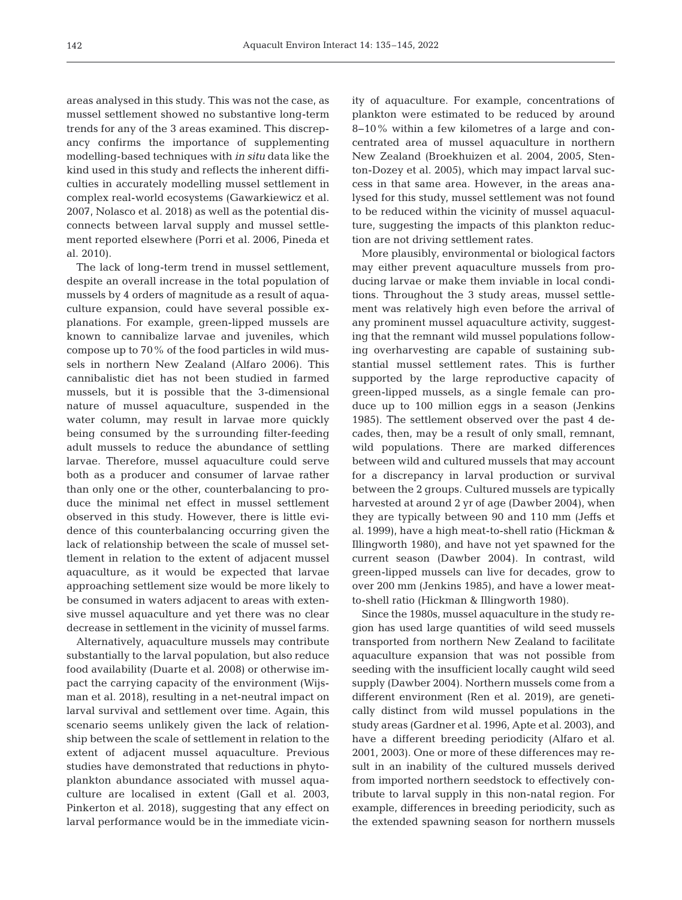areas analysed in this study. This was not the case, as mussel settlement showed no substantive long-term trends for any of the 3 areas examined. This discrepancy confirms the importance of supplementing modelling-based techniques with *in situ* data like the kind used in this study and reflects the inherent difficulties in accurately modelling mussel settlement in complex real-world ecosystems (Gawarkiewicz et al. 2007, Nolasco et al. 2018) as well as the potential disconnects between larval supply and mussel settlement reported elsewhere (Porri et al. 2006, Pineda et al. 2010).

The lack of long-term trend in mussel settlement, despite an overall increase in the total population of mussels by 4 orders of magnitude as a result of aquaculture expansion, could have several possible explanations. For example, green-lipped mussels are known to cannibalize larvae and juveniles, which compose up to 70% of the food particles in wild mussels in northern New Zealand (Alfaro 2006). This cannibalistic diet has not been studied in farmed mussels, but it is possible that the 3-dimensional nature of mussel aquaculture, suspended in the water column, may result in larvae more quickly being consumed by the surrounding filter-feeding adult mussels to reduce the abundance of settling larvae. Therefore, mussel aquaculture could serve both as a producer and consumer of larvae rather than only one or the other, counterbalancing to produce the minimal net effect in mussel settlement observed in this study. However, there is little evidence of this counterbalancing occurring given the lack of relationship between the scale of mussel settlement in relation to the extent of adjacent mussel aquaculture, as it would be expected that larvae approaching settlement size would be more likely to be consumed in waters adjacent to areas with extensive mussel aquaculture and yet there was no clear decrease in settlement in the vicinity of mussel farms.

Alternatively, aquaculture mussels may contribute substantially to the larval population, but also reduce food availability (Duarte et al. 2008) or otherwise impact the carrying capacity of the environment (Wijsman et al. 2018), resulting in a net-neutral impact on larval survival and settlement over time. Again, this scenario seems unlikely given the lack of relationship between the scale of settlement in relation to the extent of adjacent mussel aquaculture. Previous studies have demonstrated that reductions in phytoplankton abundance associated with mussel aquaculture are localised in extent (Gall et al. 2003, Pinkerton et al. 2018), suggesting that any effect on larval performance would be in the immediate vicinity of aquaculture. For example, concentrations of plankton were estimated to be reduced by around 8–10% within a few kilometres of a large and concentrated area of mussel aquaculture in northern New Zealand (Broekhuizen et al. 2004, 2005, Stenton-Dozey et al. 2005), which may impact larval success in that same area. However, in the areas analysed for this study, mussel settlement was not found to be reduced within the vicinity of mussel aquaculture, suggesting the impacts of this plankton reduction are not driving settlement rates.

More plausibly, environmental or biological factors may either prevent aquaculture mussels from producing larvae or make them inviable in local conditions. Throughout the 3 study areas, mussel settlement was relatively high even before the arrival of any prominent mussel aquaculture activity, suggesting that the remnant wild mussel populations following overharvesting are capable of sustaining substantial mussel settlement rates. This is further supported by the large reproductive capacity of green-lipped mussels, as a single female can produce up to 100 million eggs in a season (Jenkins 1985). The settlement observed over the past 4 decades, then, may be a result of only small, remnant, wild populations. There are marked differences between wild and cultured mussels that may account for a discrepancy in larval production or survival between the 2 groups. Cultured mussels are typically harvested at around 2 yr of age (Dawber 2004), when they are typically between 90 and 110 mm (Jeffs et al. 1999), have a high meat-to-shell ratio (Hickman & Illingworth 1980), and have not yet spawned for the current season (Dawber 2004). In contrast, wild green-lipped mussels can live for decades, grow to over 200 mm (Jenkins 1985), and have a lower meat-to-shell ratio (Hickman & Illingworth 1980).

Since the 1980s, mussel aquaculture in the study region has used large quantities of wild seed mussels transported from northern New Zealand to facilitate aquaculture expansion that was not possible from seeding with the insufficient locally caught wild seed supply (Dawber 2004). Northern mussels come from a different environment (Ren et al. 2019), are genetically distinct from wild mussel populations in the study areas (Gardner et al. 1996, Apte et al. 2003), and have a different breeding periodicity (Alfaro et al. 2001, 2003). One or more of these differences may result in an inability of the cultured mussels derived from imported northern seedstock to effectively contribute to larval supply in this non-natal region. For example, differences in breeding periodicity, such as the extended spawning season for northern mussels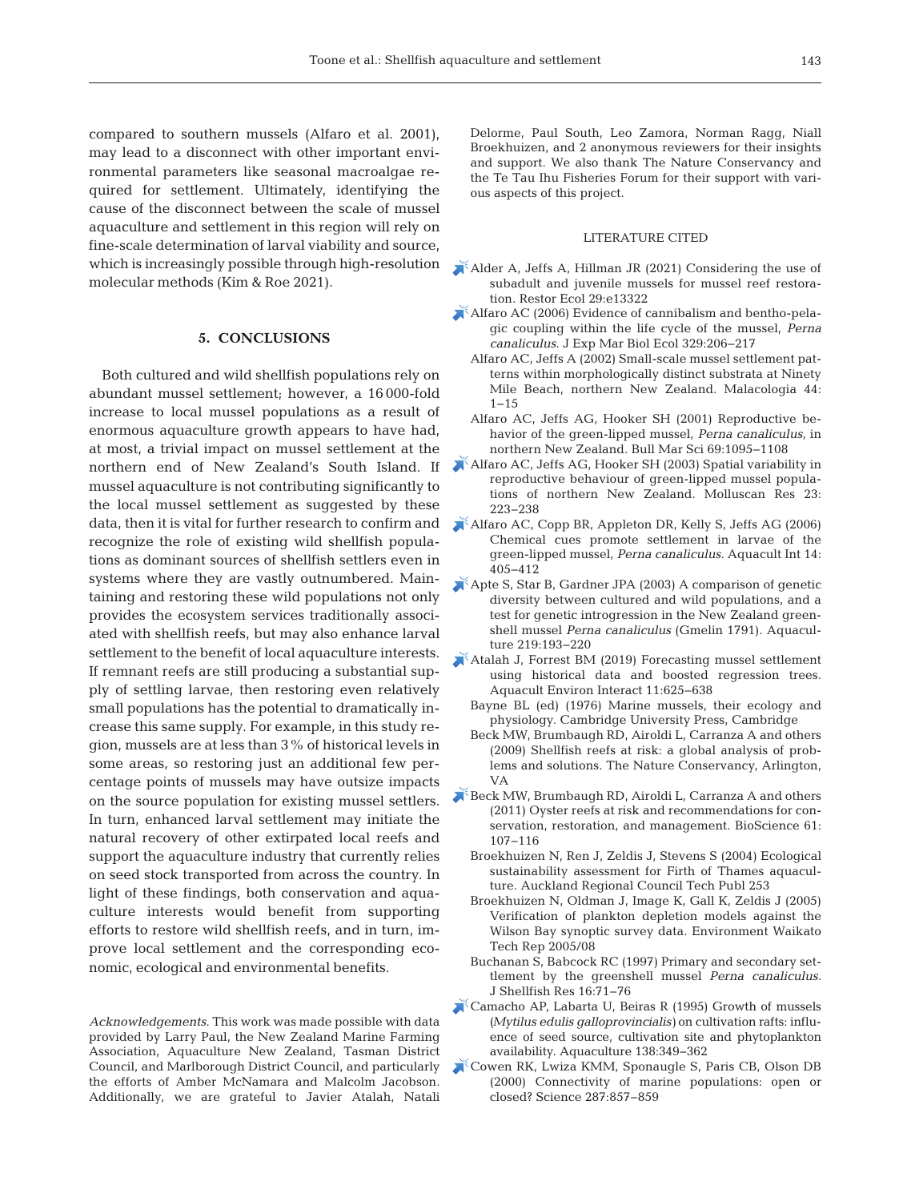compared to southern mussels (Alfaro et al. 2001), may lead to a disconnect with other important environmental parameters like seasonal macroalgae required for settlement. Ultimately, identifying the cause of the disconnect between the scale of mussel aquaculture and settlement in this region will rely on fine-scale determination of larval viability and source, which is increasingly possible through high-resolution molecular methods (Kim & Roe 2021).

## 5. CONCLUSIONS

Both cultured and wild shellfish populations rely on abundant mussel settlement; however, a 16 000-fold increase to local mussel populations as a result of enormous aquaculture growth appears to have had, at most, a trivial impact on mussel settlement at the northern end of New Zealand's South Island. If mussel aquaculture is not contributing significantly to the local mussel settlement as suggested by these data, then it is vital for further research to confirm and recognize the role of existing wild shellfish populations as dominant sources of shellfish settlers even in systems where they are vastly outnumbered. Maintaining and restoring these wild populations not only provides the ecosystem services traditionally associated with shellfish reefs, but may also enhance larval settlement to the benefit of local aquaculture interests. If remnant reefs are still producing a substantial supply of settling larvae, then restoring even relatively small populations has the potential to dramatically increase this same supply. For example, in this study region, mussels are at less than 3% of historical levels in some areas, so restoring just an additional few percentage points of mussels may have outsize impacts on the source population for existing mussel settlers. In turn, enhanced larval settlement may initiate the natural recovery of other extirpated local reefs and support the aquaculture industry that currently relies on seed stock transported from across the country. In light of these findings, both conservation and aquaculture interests would benefit from supporting efforts to restore wild shellfish reefs, and in turn, improve local settlement and the corresponding economic, ecological and environmental benefits.

*Acknowledgements*. This work was made possible with data provided by Larry Paul, the New Zealand Marine Farming Association, Aquaculture New Zealand, Tasman District Council, and Marlborough District Council, and particularly the efforts of Amber McNamara and Malcolm Jacobson. Additionally, we are grateful to Javier Atalah, Natali Delorme, Paul South, Leo Zamora, Norman Ragg, Niall Broekhuizen, and 2 anonymous reviewers for their insights and support. We also thank The Nature Conservancy and the Te Tau Ihu Fisheries Forum for their support with various aspects of this project.

## LITERATURE CITED

- Alder A, Jeffs A, Hillman JR (2021) Considering the use of subadult and juvenile mussels for mussel reef restoration. Restor Ecol 29:e13322
- Alfaro AC (2006) Evidence of cannibalism and bentho-pelagic coupling within the life cycle of the mussel, *Perna canaliculus*. J Exp Mar Biol Ecol 329:206−217
- Alfaro AC, Jeffs A (2002) Small-scale mussel settlement patterns within morphologically distinct substrata at Ninety Mile Beach, northern New Zealand. Malacologia 44: 1−15
- Alfaro AC, Jeffs AG, Hooker SH (2001) Reproductive behavior of the green-lipped mussel, *Perna canaliculus*, in northern New Zealand. Bull Mar Sci 69:1095−1108
- Alfaro AC, Jeffs AG, Hooker SH (2003) Spatial variability in reproductive behaviour of green-lipped mussel populations of northern New Zealand. Molluscan Res 23: 223−238
- Alfaro AC, Copp BR, Appleton DR, Kelly S, Jeffs AG (2006) Chemical cues promote settlement in larvae of the green-lipped mussel, *Perna canaliculus*. Aquacult Int 14: 405−412
- Apte S, Star B, Gardner JPA (2003) A comparison of genetic diversity between cultured and wild populations, and a test for genetic introgression in the New Zealand greenshell mussel *Perna canaliculus* (Gmelin 1791). Aquaculture 219:193−220
- Atalah J, Forrest BM (2019) Forecasting mussel settlement using historical data and boosted regression trees. Aquacult Environ Interact 11:625−638
- Bayne BL (ed) (1976) Marine mussels, their ecology and physiology. Cambridge University Press, Cambridge
- Beck MW, Brumbaugh RD, Airoldi L, Carranza A and others (2009) Shellfish reefs at risk: a global analysis of problems and solutions. The Nature Conservancy, Arlington, VA
- Beck MW, Brumbaugh RD, Airoldi L, Carranza A and others (2011) Oyster reefs at risk and recommendations for conservation, restoration, and management. BioScience 61: 107−116
- Broekhuizen N, Ren J, Zeldis J, Stevens S (2004) Ecological sustainability assessment for Firth of Thames aquaculture. Auckland Regional Council Tech Publ 253
- Broekhuizen N, Oldman J, Image K, Gall K, Zeldis J (2005) Verification of plankton depletion models against the Wilson Bay synoptic survey data. Environment Waikato Tech Rep 2005/08
- Buchanan S, Babcock RC (1997) Primary and secondary settlement by the greenshell mussel *Perna canaliculus*. J Shellfish Res 16:71−76
- Camacho AP, Labarta U, Beiras R (1995) Growth of mussels (*Mytilus edulis galloprovincialis*) on cultivation rafts: influence of seed source, cultivation site and phytoplankton availability. Aquaculture 138:349−362
- Cowen RK, Lwiza KMM, Sponaugle S, Paris CB, Olson DB (2000) Connectivity of marine populations: open or closed? Science 287:857−859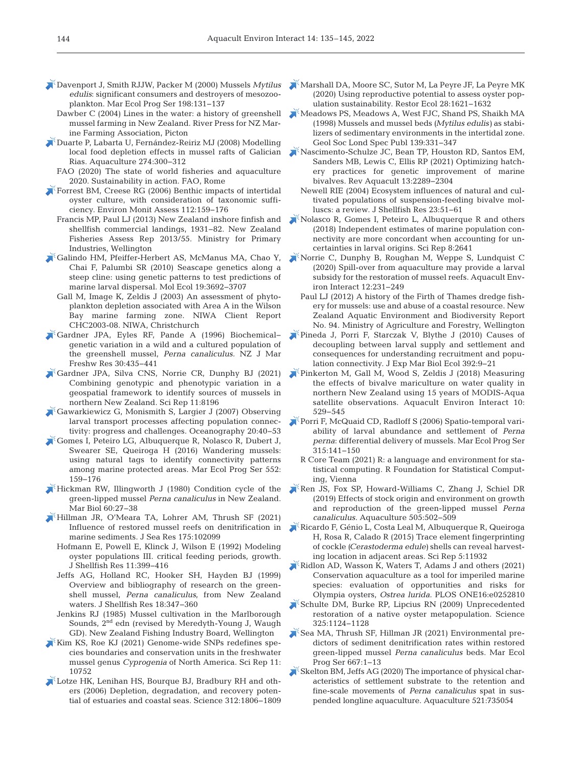Davenport J, Smith RJJW, Packer M (2000) Mussels *Mytilus edulis*: significant consumers and destroyers of mesozooplankton. Mar Ecol Prog Ser 198:131–137

Dawber C (2004) Lines in the water: a history of greenshell mussel farming in New Zealand. River Press for NZ Marine Farming Association, Picton

Duarte P, Labarta U, Fernández-Reiriz MJ (2008) Modelling local food depletion effects in mussel rafts of Galician Rias. Aquaculture 274:300–312

FAO (2020) The state of world fisheries and aquaculture 2020. Sustainability in action. FAO, Rome

Forrest BM, Creese RG (2006) Benthic impacts of intertidal oyster culture, with consideration of taxonomic sufficiency. Environ Monit Assess 112:159–176

Francis MP, Paul LJ (2013) New Zealand inshore finfish and shellfish commercial landings, 1931–82. New Zealand Fisheries Assess Rep 2013/55. Ministry for Primary Industries, Wellington

Galindo HM, Pfeiffer-Herbert AS, McManus MA, Chao Y, Chai F, Palumbi SR (2010) Seascape genetics along a steep cline: using genetic patterns to test predictions of marine larval dispersal. Mol Ecol 19:3692–3707

Gall M, Image K, Zeldis J (2003) An assessment of phytoplankton depletion associated with Area A in the Wilson Bay marine farming zone. NIWA Client Report CHC2003-08. NIWA, Christchurch

Gardner JPA, Eyles RF, Pande A (1996) Biochemical–genetic variation in a wild and a cultured population of the greenshell mussel, *Perna canaliculus*. NZ J Mar Freshw Res 30:435–441

Gardner JPA, Silva CNS, Norrie CR, Dunphy BJ (2021) Combining genotypic and phenotypic variation in a geospatial framework to identify sources of mussels in northern New Zealand. Sci Rep 11:8196

Gawarkiewicz G, Monismith S, Largier J (2007) Observing larval transport processes affecting population connectivity: progress and challenges. Oceanography 20:40–53

Gomes I, Peteiro LG, Albuquerque R, Nolasco R, Dubert J, Swearer SE, Queiroga H (2016) Wandering mussels: using natural tags to identify connectivity patterns among marine protected areas. Mar Ecol Prog Ser 552: 159–176

Hickman RW, Illingworth J (1980) Condition cycle of the green-lipped mussel *Perna canaliculus* in New Zealand. Mar Biol 60:27–38

Hillman JR, O'Meara TA, Lohrer AM, Thrush SF (2021) Influence of restored mussel reefs on denitrification in marine sediments. J Sea Res 175:102099

Hofmann E, Powell E, Klinck J, Wilson E (1992) Modeling oyster populations III. critical feeding periods, growth. J Shellfish Res 11:399–416

Jeffs AG, Holland RC, Hooker SH, Hayden BJ (1999) Overview and bibliography of research on the greenshell mussel, *Perna canaliculus*, from New Zealand waters. J Shellfish Res 18:347–360

Jenkins RJ (1985) Mussel cultivation in the Marlborough Sounds, 2nd edn (revised by Meredyth-Young J, Waugh GD). New Zealand Fishing Industry Board, Wellington

Kim KS, Roe KJ (2021) Genome-wide SNPs redefines species boundaries and conservation units in the freshwater mussel genus *Cyprogenia* of North America. Sci Rep 11: 10752

Lotze HK, Lenihan HS, Bourque BJ, Bradbury RH and others (2006) Depletion, degradation, and recovery potential of estuaries and coastal seas. Science 312:1806–1809

Marshall DA, Moore SC, Sutor M, La Peyre JF, La Peyre MK (2020) Using reproductive potential to assess oyster population sustainability. Restor Ecol 28:1621–1632

Meadows PS, Meadows A, West FJC, Shand PS, Shaikh MA (1998) Mussels and mussel beds (*Mytilus edulis*) as stabilizers of sedimentary environments in the intertidal zone. Geol Soc Lond Spec Publ 139:331–347

Nascimento-Schulze JC, Bean TP, Houston RD, Santos EM, Sanders MB, Lewis C, Ellis RP (2021) Optimizing hatchery practices for genetic improvement of marine bivalves. Rev Aquacult 13:2289–2304

Newell RIE (2004) Ecosystem influences of natural and cultivated populations of suspension-feeding bivalve molluscs: a review. J Shellfish Res 23:51–61

Nolasco R, Gomes I, Peteiro L, Albuquerque R and others (2018) Independent estimates of marine population connectivity are more concordant when accounting for uncertainties in larval origins. Sci Rep 8:2641

Norrie C, Dunphy B, Roughan M, Weppe S, Lundquist C (2020) Spill-over from aquaculture may provide a larval subsidy for the restoration of mussel reefs. Aquacult Environ Interact 12:231–249

Paul LJ (2012) A history of the Firth of Thames dredge fishery for mussels: use and abuse of a coastal resource. New Zealand Aquatic Environment and Biodiversity Report No. 94. Ministry of Agriculture and Forestry, Wellington

Pineda J, Porri F, Starczak V, Blythe J (2010) Causes of decoupling between larval supply and settlement and consequences for understanding recruitment and population connectivity. J Exp Mar Biol Ecol 392:9–21

Pinkerton M, Gall M, Wood S, Zeldis J (2018) Measuring the effects of bivalve mariculture on water quality in northern New Zealand using 15 years of MODIS-Aqua satellite observations. Aquacult Environ Interact 10: 529–545

Porri F, McQuaid CD, Radloff S (2006) Spatio-temporal variability of larval abundance and settlement of *Perna perna*: differential delivery of mussels. Mar Ecol Prog Ser 315:141–150

R Core Team (2021) R: a language and environment for statistical computing. R Foundation for Statistical Computing, Vienna

Ren JS, Fox SP, Howard-Williams C, Zhang J, Schiel DR (2019) Effects of stock origin and environment on growth and reproduction of the green-lipped mussel *Perna canaliculus*. Aquaculture 505:502–509

Ricardo F, Génio L, Costa Leal M, Albuquerque R, Queiroga H, Rosa R, Calado R (2015) Trace element fingerprinting of cockle (*Cerastoderma edule*) shells can reveal harvesting location in adjacent areas. Sci Rep 5:11932

Ridlon AD, Wasson K, Waters T, Adams J and others (2021) Conservation aquaculture as a tool for imperiled marine species: evaluation of opportunities and risks for Olympia oysters, *Ostrea lurida*. PLOS ONE16:e0252810

Schulte DM, Burke RP, Lipcius RN (2009) Unprecedented restoration of a native oyster metapopulation. Science 325:1124–1128

Sea MA, Thrush SF, Hillman JR (2021) Environmental predictors of sediment denitrification rates within restored green-lipped mussel *Perna canaliculus* beds. Mar Ecol Prog Ser 667:1–13

Skelton BM, Jeffs AG (2020) The importance of physical characteristics of settlement substrate to the retention and fine-scale movements of *Perna canaliculus* spat in suspended longline aquaculture. Aquaculture 521:735054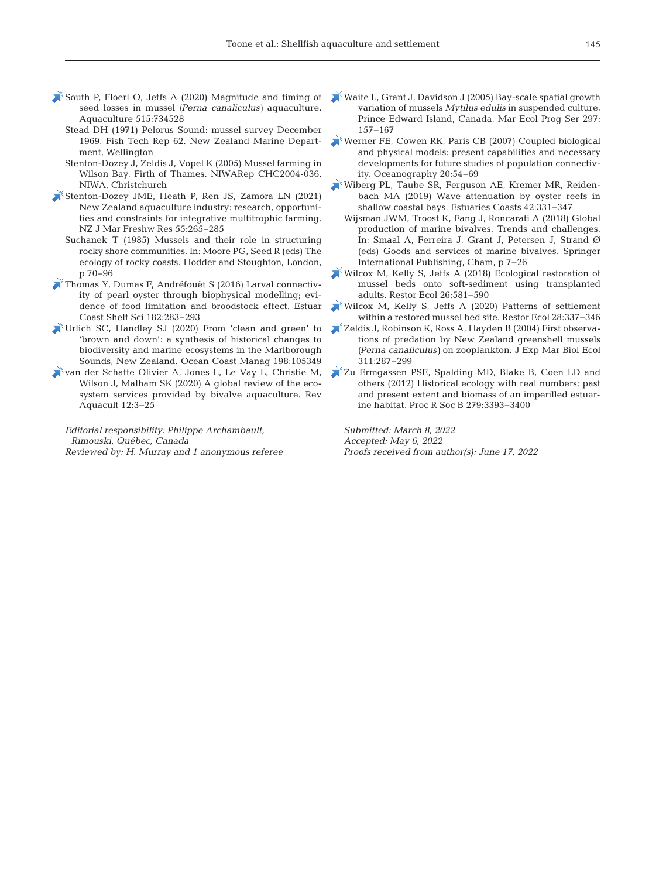South P, Floerl O, Jeffs A (2020) Magnitude and timing of seed losses in mussel (*Perna canaliculus*) aquaculture. Aquaculture 515:734528

Stead DH (1971) Pelorus Sound: mussel survey December 1969. Fish Tech Rep 62. New Zealand Marine Department, Wellington

Stenton-Dozey J, Zeldis J, Vopel K (2005) Mussel farming in Wilson Bay, Firth of Thames. NIWARep CHC2004-036. NIWA, Christchurch

Stenton-Dozey JME, Heath P, Ren JS, Zamora LN (2021) New Zealand aquaculture industry: research, opportunities and constraints for integrative multitrophic farming. NZ J Mar Freshw Res 55:265−285

Suchanek T (1985) Mussels and their role in structuring rocky shore communities. In: Moore PG, Seed R (eds) The ecology of rocky coasts. Hodder and Stoughton, London, p 70−96

Thomas Y, Dumas F, Andréfouët S (2016) Larval connectivity of pearl oyster through biophysical modelling; evidence of food limitation and broodstock effect. Estuar Coast Shelf Sci 182:283−293

Urlich SC, Handley SJ (2020) From 'clean and green' to 'brown and down': a synthesis of historical changes to biodiversity and marine ecosystems in the Marlborough Sounds, New Zealand. Ocean Coast Manag 198:105349

van der Schatte Olivier A, Jones L, Le Vay L, Christie M, Wilson J, Malham SK (2020) A global review of the ecosystem services provided by bivalve aquaculture. Rev Aquacult 12:3−25

*Editorial responsibility: Philippe Archambault, Rimouski, Québec, Canada*
*Reviewed by: H. Murray and 1 anonymous referee*

Waite L, Grant J, Davidson J (2005) Bay-scale spatial growth variation of mussels *Mytilus edulis* in suspended culture, Prince Edward Island, Canada. Mar Ecol Prog Ser 297: 157−167

Werner FE, Cowen RK, Paris CB (2007) Coupled biological and physical models: present capabilities and necessary developments for future studies of population connectivity. Oceanography 20:54−69

Wiberg PL, Taube SR, Ferguson AE, Kremer MR, Reidenbach MA (2019) Wave attenuation by oyster reefs in shallow coastal bays. Estuaries Coasts 42:331−347

Wijsman JWM, Troost K, Fang J, Roncarati A (2018) Global production of marine bivalves. Trends and challenges. In: Smaal A, Ferreira J, Grant J, Petersen J, Strand Ø (eds) Goods and services of marine bivalves. Springer International Publishing, Cham, p 7−26

Wilcox M, Kelly S, Jeffs A (2018) Ecological restoration of mussel beds onto soft-sediment using transplanted adults. Restor Ecol 26:581−590

Wilcox M, Kelly S, Jeffs A (2020) Patterns of settlement within a restored mussel bed site. Restor Ecol 28:337−346

Zeldis J, Robinson K, Ross A, Hayden B (2004) First observations of predation by New Zealand greenshell mussels (*Perna canaliculus*) on zooplankton. J Exp Mar Biol Ecol 311:287−299

Zu Ermgassen PSE, Spalding MD, Blake B, Coen LD and others (2012) Historical ecology with real numbers: past and present extent and biomass of an imperilled estuarine habitat. Proc R Soc B 279:3393−3400

*Submitted: March 8, 2022*
*Accepted: May 6, 2022*
*Proofs received from author(s): June 17, 2022*